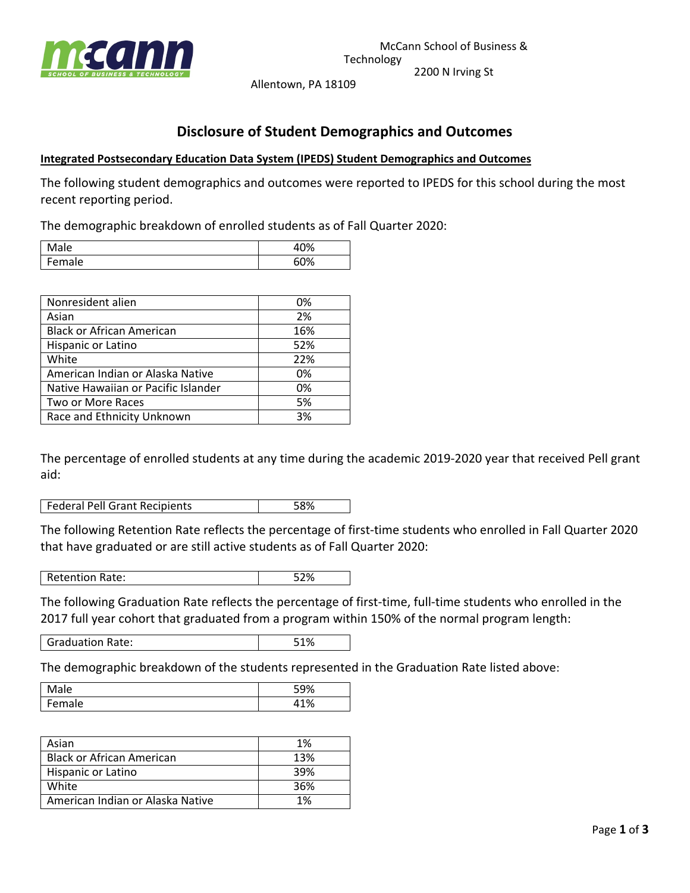McCann School of Business & Technology
2200 N Irving St
Allentown, PA 18109

# Disclosure of Student Demographics and Outcomes

**Integrated Postsecondary Education Data System (IPEDS) Student Demographics and Outcomes**

The following student demographics and outcomes were reported to IPEDS for this school during the most recent reporting period.

The demographic breakdown of enrolled students as of Fall Quarter 2020:

| | |
|---|---|
| Male | 40% |
| Female | 60% |

| | |
|---|---|
| Nonresident alien | 0% |
| Asian | 2% |
| Black or African American | 16% |
| Hispanic or Latino | 52% |
| White | 22% |
| American Indian or Alaska Native | 0% |
| Native Hawaiian or Pacific Islander | 0% |
| Two or More Races | 5% |
| Race and Ethnicity Unknown | 3% |

The percentage of enrolled students at any time during the academic 2019-2020 year that received Pell grant aid:

| | |
|---|---|
| Federal Pell Grant Recipients | 58% |

The following Retention Rate reflects the percentage of first-time students who enrolled in Fall Quarter 2020 that have graduated or are still active students as of Fall Quarter 2020:

| | |
|---|---|
| Retention Rate: | 52% |

The following Graduation Rate reflects the percentage of first-time, full-time students who enrolled in the 2017 full year cohort that graduated from a program within 150% of the normal program length:

| | |
|---|---|
| Graduation Rate: | 51% |

The demographic breakdown of the students represented in the Graduation Rate listed above:

| | |
|---|---|
| Male | 59% |
| Female | 41% |

| | |
|---|---|
| Asian | 1% |
| Black or African American | 13% |
| Hispanic or Latino | 39% |
| White | 36% |
| American Indian or Alaska Native | 1% |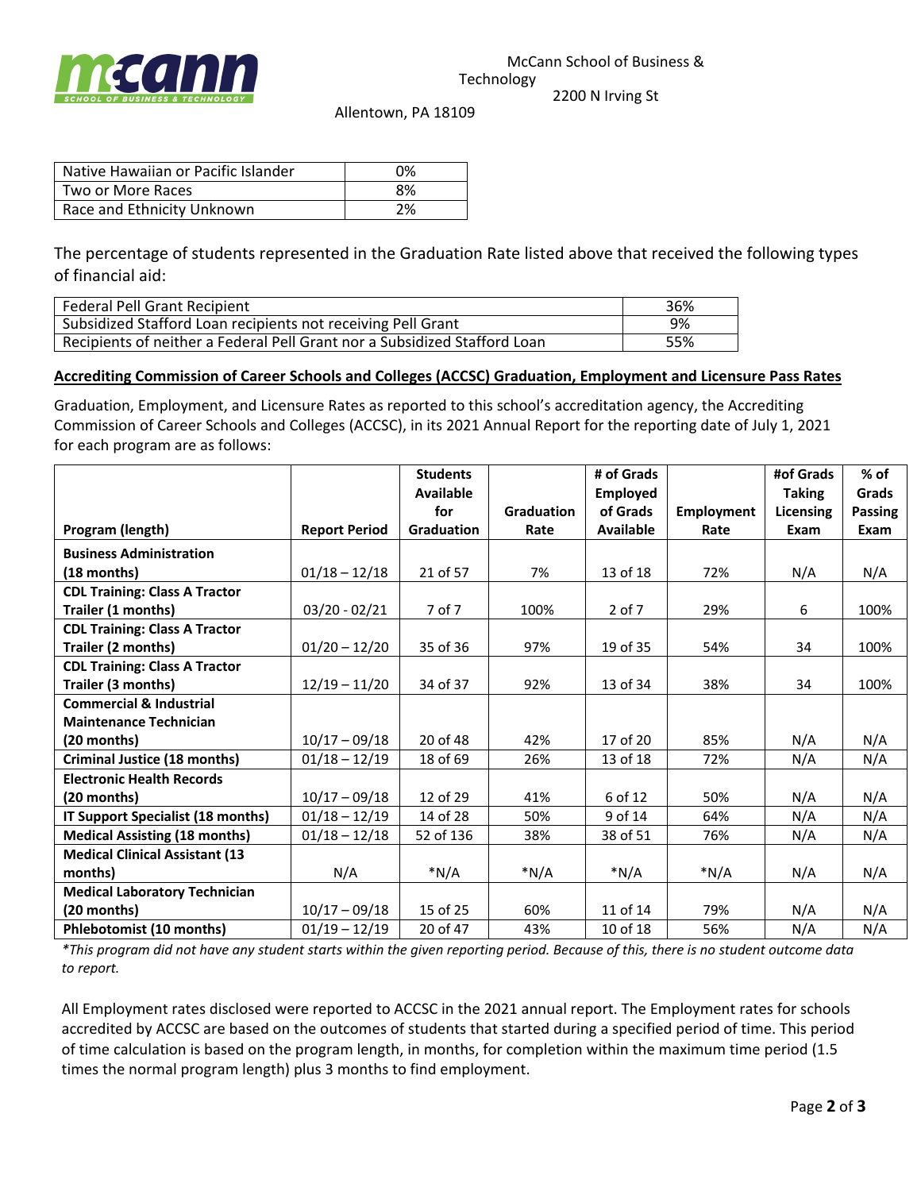McCann School of Business & Technology
2200 N Irving St
Allentown, PA 18109

| Native Hawaiian or Pacific Islander | 0% |
|---|---|
| Two or More Races | 8% |
| Race and Ethnicity Unknown | 2% |

The percentage of students represented in the Graduation Rate listed above that received the following types of financial aid:

| Federal Pell Grant Recipient | 36% |
|---|---|
| Subsidized Stafford Loan recipients not receiving Pell Grant | 9% |
| Recipients of neither a Federal Pell Grant nor a Subsidized Stafford Loan | 55% |

**Accrediting Commission of Career Schools and Colleges (ACCSC) Graduation, Employment and Licensure Pass Rates**

Graduation, Employment, and Licensure Rates as reported to this school's accreditation agency, the Accrediting Commission of Career Schools and Colleges (ACCSC), in its 2021 Annual Report for the reporting date of July 1, 2021 for each program are as follows:

| Program (length) | Report Period | Students Available for Graduation | Graduation Rate | # of Grads Employed of Grads Available | Employment Rate | #of Grads Taking Licensing Exam | % of Grads Passing Exam |
|---|---|---|---|---|---|---|---|
| **Business Administration (18 months)** | 01/18 – 12/18 | 21 of 57 | 7% | 13 of 18 | 72% | N/A | N/A |
| **CDL Training: Class A Tractor Trailer (1 months)** | 03/20 - 02/21 | 7 of 7 | 100% | 2 of 7 | 29% | 6 | 100% |
| **CDL Training: Class A Tractor Trailer (2 months)** | 01/20 – 12/20 | 35 of 36 | 97% | 19 of 35 | 54% | 34 | 100% |
| **CDL Training: Class A Tractor Trailer (3 months)** | 12/19 – 11/20 | 34 of 37 | 92% | 13 of 34 | 38% | 34 | 100% |
| **Commercial & Industrial Maintenance Technician (20 months)** | 10/17 – 09/18 | 20 of 48 | 42% | 17 of 20 | 85% | N/A | N/A |
| **Criminal Justice (18 months)** | 01/18 – 12/19 | 18 of 69 | 26% | 13 of 18 | 72% | N/A | N/A |
| **Electronic Health Records (20 months)** | 10/17 – 09/18 | 12 of 29 | 41% | 6 of 12 | 50% | N/A | N/A |
| **IT Support Specialist (18 months)** | 01/18 – 12/19 | 14 of 28 | 50% | 9 of 14 | 64% | N/A | N/A |
| **Medical Assisting (18 months)** | 01/18 – 12/18 | 52 of 136 | 38% | 38 of 51 | 76% | N/A | N/A |
| **Medical Clinical Assistant (13 months)** | N/A | *N/A | *N/A | *N/A | *N/A | N/A | N/A |
| **Medical Laboratory Technician (20 months)** | 10/17 – 09/18 | 15 of 25 | 60% | 11 of 14 | 79% | N/A | N/A |
| **Phlebotomist (10 months)** | 01/19 – 12/19 | 20 of 47 | 43% | 10 of 18 | 56% | N/A | N/A |

*\*This program did not have any student starts within the given reporting period. Because of this, there is no student outcome data to report.*

All Employment rates disclosed were reported to ACCSC in the 2021 annual report. The Employment rates for schools accredited by ACCSC are based on the outcomes of students that started during a specified period of time. This period of time calculation is based on the program length, in months, for completion within the maximum time period (1.5 times the normal program length) plus 3 months to find employment.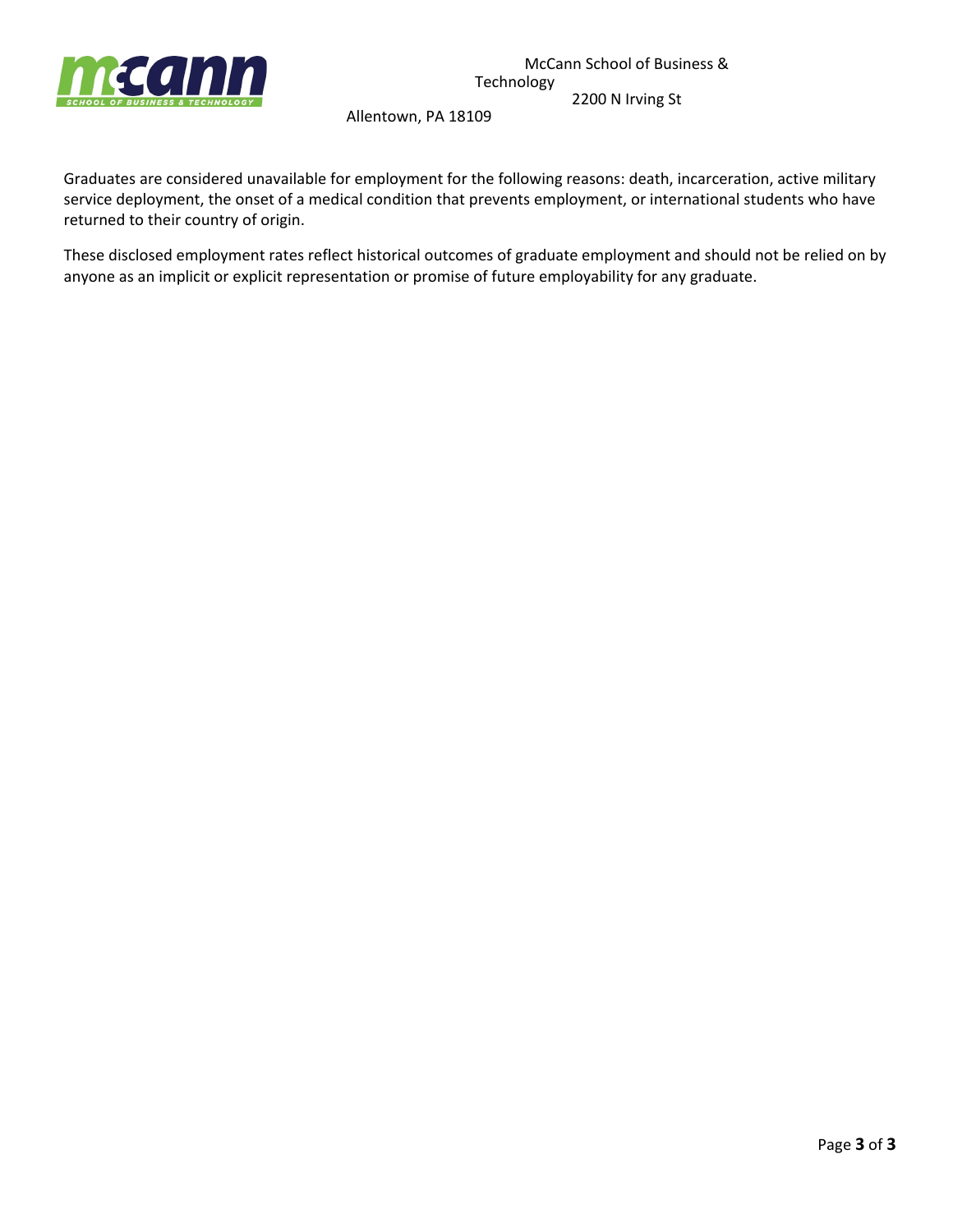McCann School of Business & Technology
2200 N Irving St
Allentown, PA 18109

Graduates are considered unavailable for employment for the following reasons: death, incarceration, active military service deployment, the onset of a medical condition that prevents employment, or international students who have returned to their country of origin.

These disclosed employment rates reflect historical outcomes of graduate employment and should not be relied on by anyone as an implicit or explicit representation or promise of future employability for any graduate.